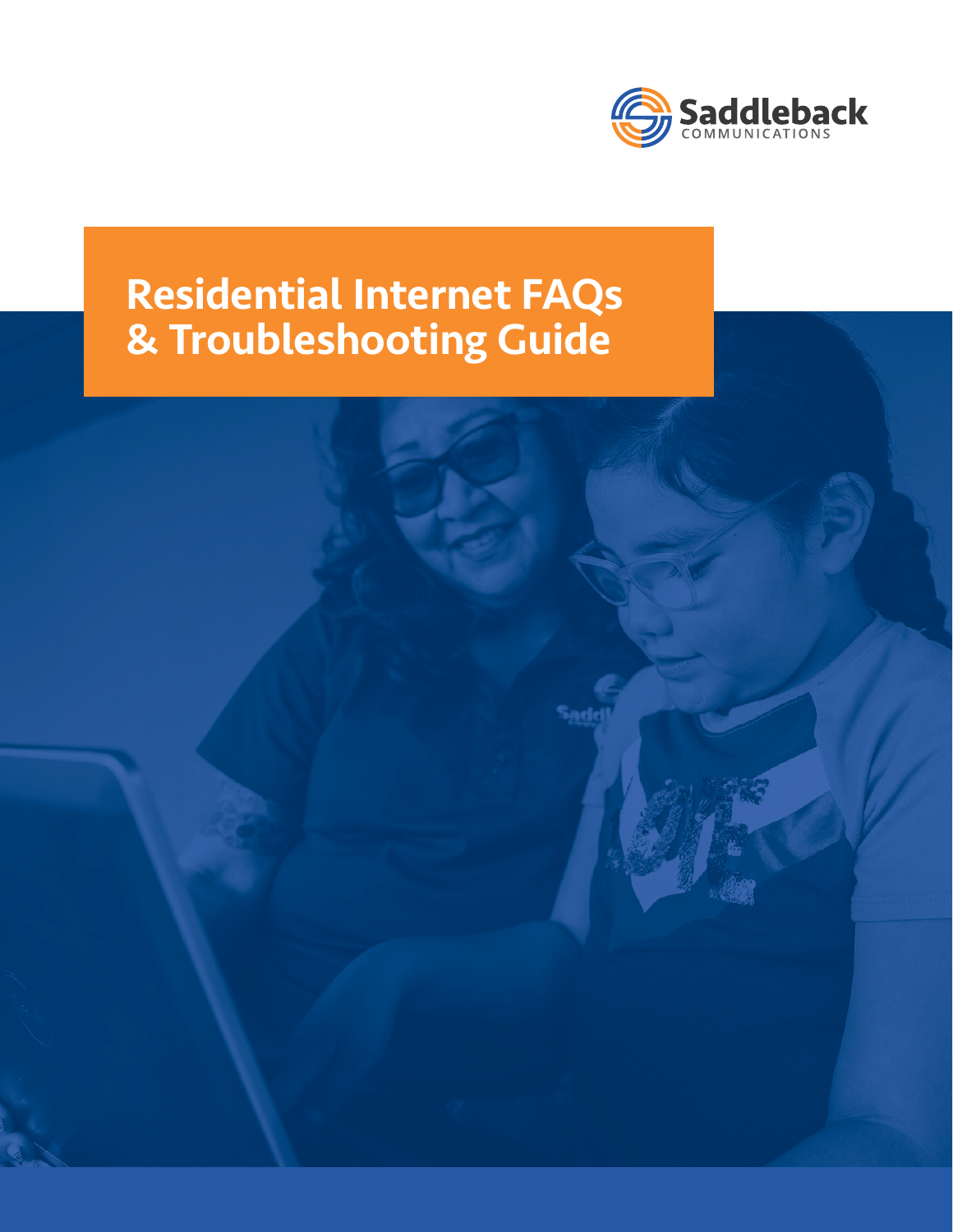Saddleback COMMUNICATIONS

# Residential Internet FAQs & Troubleshooting Guide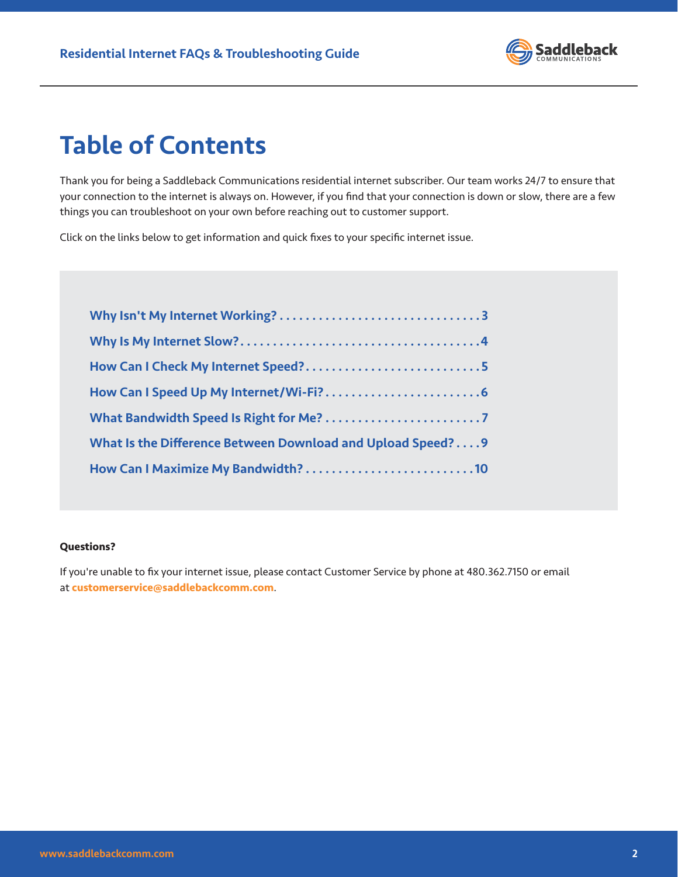# Table of Contents

Thank you for being a Saddleback Communications residential internet subscriber. Our team works 24/7 to ensure that your connection to the internet is always on. However, if you find that your connection is down or slow, there are a few things you can troubleshoot on your own before reaching out to customer support.

Click on the links below to get information and quick fixes to your specific internet issue.

- **Why Isn't My Internet Working? . . . . . 3**
- **Why Is My Internet Slow? . . . . . 4**
- **How Can I Check My Internet Speed? . . . . . 5**
- **How Can I Speed Up My Internet/Wi-Fi? . . . . . 6**
- **What Bandwidth Speed Is Right for Me? . . . . . 7**
- **What Is the Difference Between Download and Upload Speed? . . . . 9**
- **How Can I Maximize My Bandwidth? . . . . . 10**

**Questions?**

If you're unable to fix your internet issue, please contact Customer Service by phone at 480.362.7150 or email at **customerservice@saddlebackcomm.com**.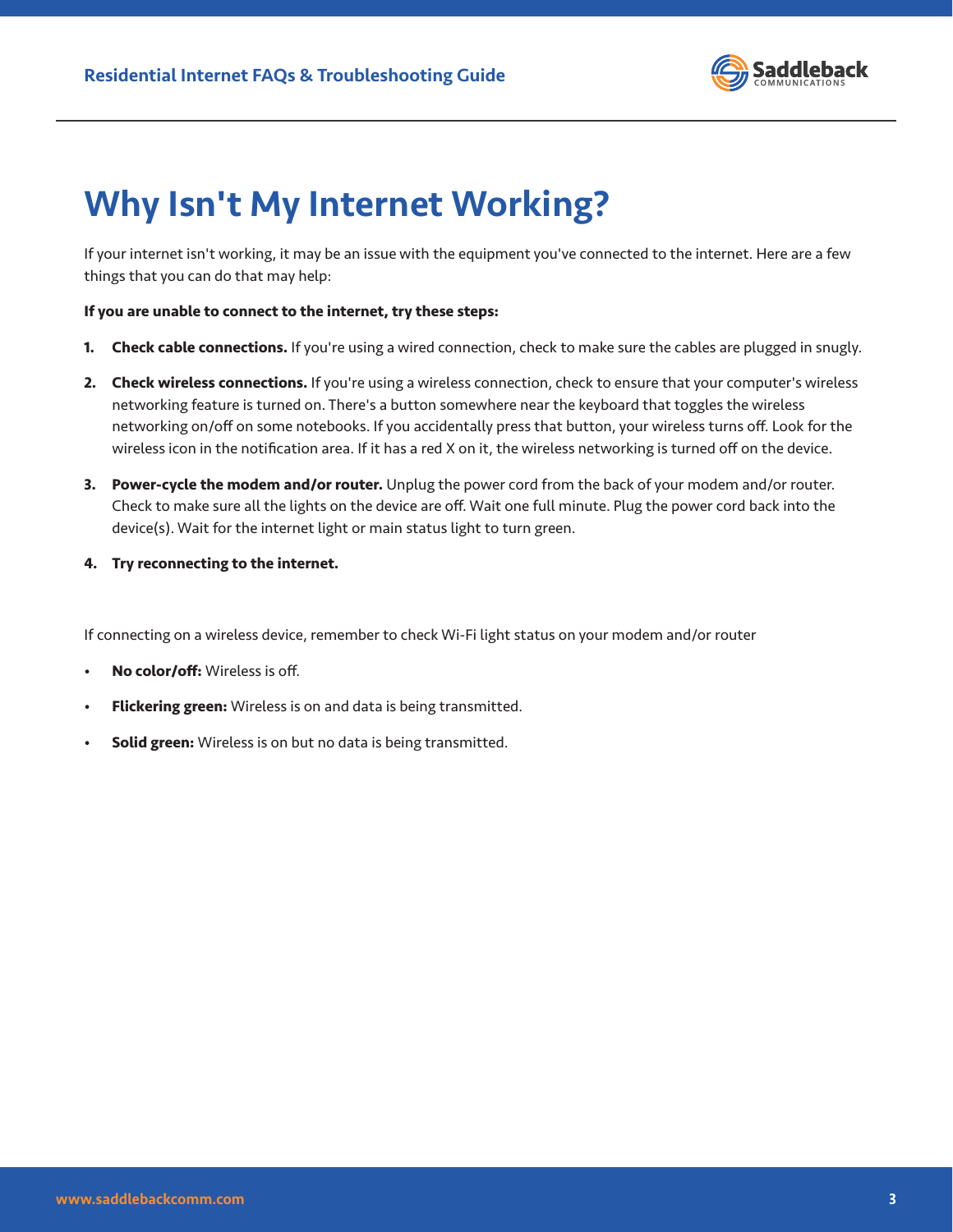# Why Isn't My Internet Working?

If your internet isn't working, it may be an issue with the equipment you've connected to the internet. Here are a few things that you can do that may help:

**If you are unable to connect to the internet, try these steps:**

1. **Check cable connections.** If you're using a wired connection, check to make sure the cables are plugged in snugly.
2. **Check wireless connections.** If you're using a wireless connection, check to ensure that your computer's wireless networking feature is turned on. There's a button somewhere near the keyboard that toggles the wireless networking on/off on some notebooks. If you accidentally press that button, your wireless turns off. Look for the wireless icon in the notification area. If it has a red X on it, the wireless networking is turned off on the device.
3. **Power-cycle the modem and/or router.** Unplug the power cord from the back of your modem and/or router. Check to make sure all the lights on the device are off. Wait one full minute. Plug the power cord back into the device(s). Wait for the internet light or main status light to turn green.
4. **Try reconnecting to the internet.**

If connecting on a wireless device, remember to check Wi-Fi light status on your modem and/or router

- **No color/off:** Wireless is off.
- **Flickering green:** Wireless is on and data is being transmitted.
- **Solid green:** Wireless is on but no data is being transmitted.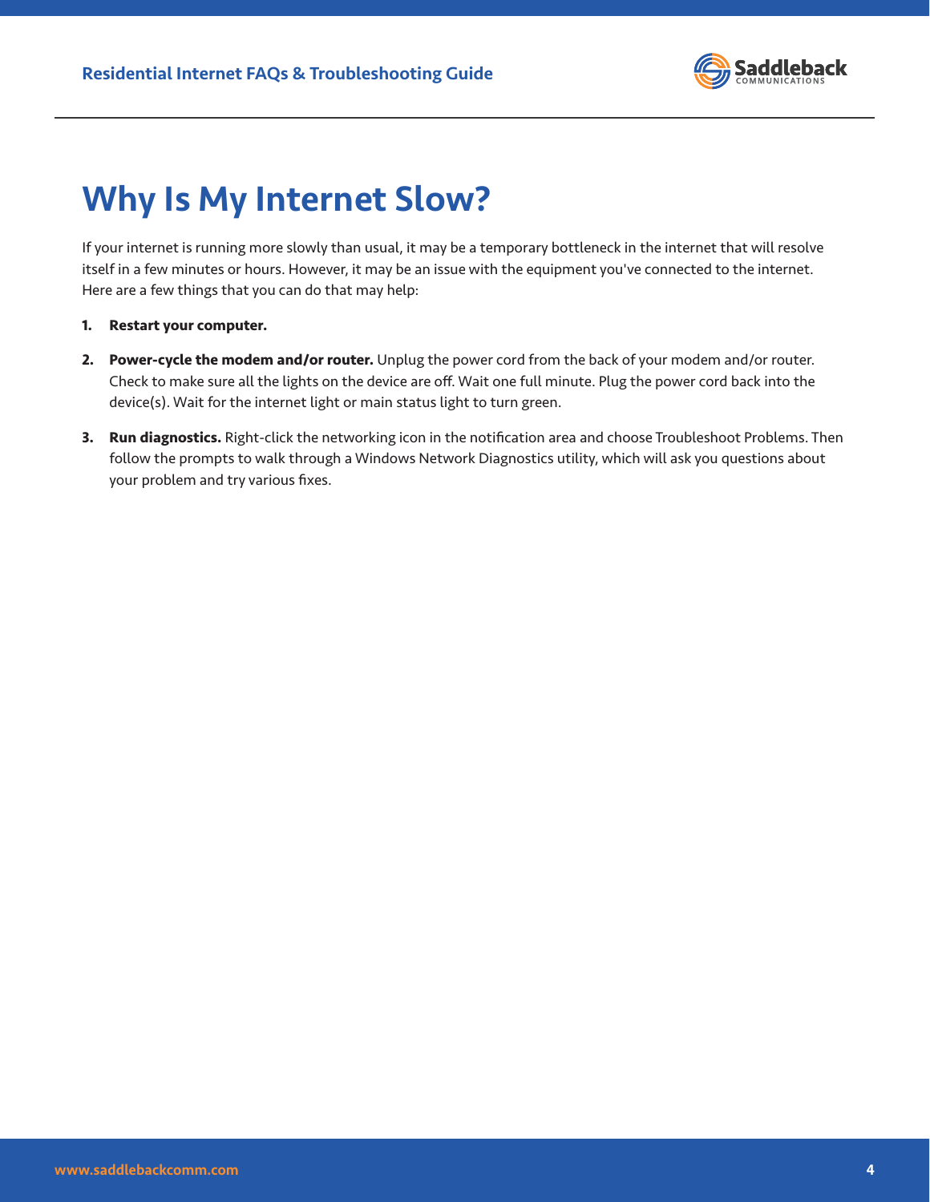# Why Is My Internet Slow?

If your internet is running more slowly than usual, it may be a temporary bottleneck in the internet that will resolve itself in a few minutes or hours. However, it may be an issue with the equipment you've connected to the internet. Here are a few things that you can do that may help:

1. **Restart your computer.**
2. **Power-cycle the modem and/or router.** Unplug the power cord from the back of your modem and/or router. Check to make sure all the lights on the device are off. Wait one full minute. Plug the power cord back into the device(s). Wait for the internet light or main status light to turn green.
3. **Run diagnostics.** Right-click the networking icon in the notification area and choose Troubleshoot Problems. Then follow the prompts to walk through a Windows Network Diagnostics utility, which will ask you questions about your problem and try various fixes.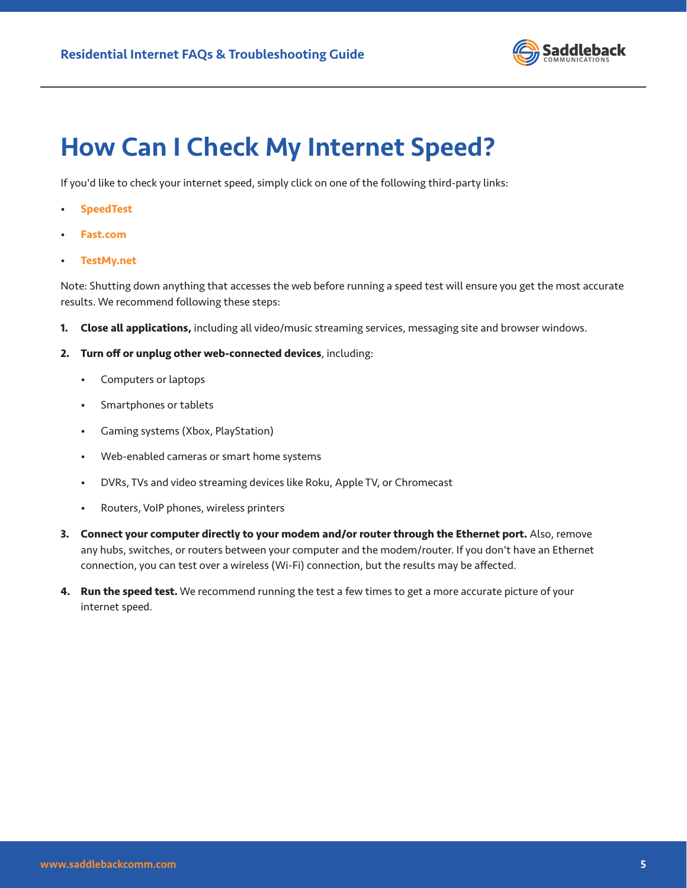# How Can I Check My Internet Speed?

If you'd like to check your internet speed, simply click on one of the following third-party links:

- **SpeedTest**
- **Fast.com**
- **TestMy.net**

Note: Shutting down anything that accesses the web before running a speed test will ensure you get the most accurate results. We recommend following these steps:

1. **Close all applications,** including all video/music streaming services, messaging site and browser windows.
2. **Turn off or unplug other web-connected devices**, including:
   - Computers or laptops
   - Smartphones or tablets
   - Gaming systems (Xbox, PlayStation)
   - Web-enabled cameras or smart home systems
   - DVRs, TVs and video streaming devices like Roku, Apple TV, or Chromecast
   - Routers, VoIP phones, wireless printers
3. **Connect your computer directly to your modem and/or router through the Ethernet port.** Also, remove any hubs, switches, or routers between your computer and the modem/router. If you don't have an Ethernet connection, you can test over a wireless (Wi-Fi) connection, but the results may be affected.
4. **Run the speed test.** We recommend running the test a few times to get a more accurate picture of your internet speed.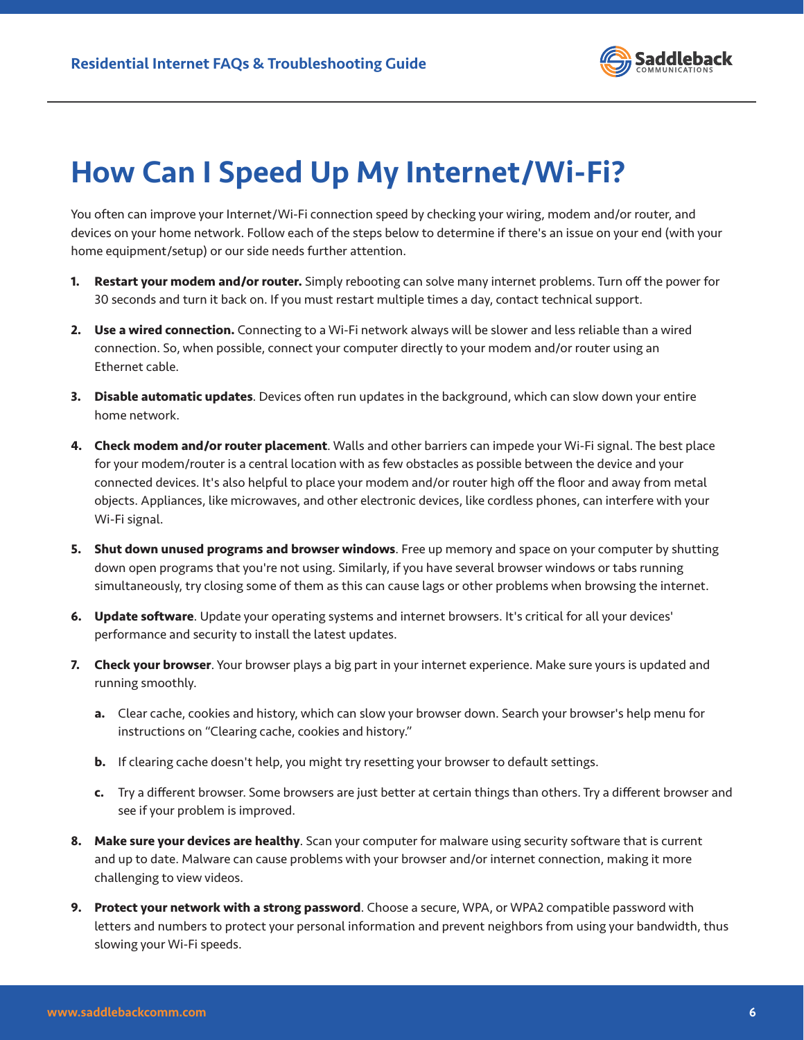# How Can I Speed Up My Internet/Wi-Fi?

You often can improve your Internet/Wi-Fi connection speed by checking your wiring, modem and/or router, and devices on your home network. Follow each of the steps below to determine if there's an issue on your end (with your home equipment/setup) or our side needs further attention.

1. **Restart your modem and/or router.** Simply rebooting can solve many internet problems. Turn off the power for 30 seconds and turn it back on. If you must restart multiple times a day, contact technical support.

2. **Use a wired connection.** Connecting to a Wi-Fi network always will be slower and less reliable than a wired connection. So, when possible, connect your computer directly to your modem and/or router using an Ethernet cable.

3. **Disable automatic updates**. Devices often run updates in the background, which can slow down your entire home network.

4. **Check modem and/or router placement**. Walls and other barriers can impede your Wi-Fi signal. The best place for your modem/router is a central location with as few obstacles as possible between the device and your connected devices. It's also helpful to place your modem and/or router high off the floor and away from metal objects. Appliances, like microwaves, and other electronic devices, like cordless phones, can interfere with your Wi-Fi signal.

5. **Shut down unused programs and browser windows**. Free up memory and space on your computer by shutting down open programs that you're not using. Similarly, if you have several browser windows or tabs running simultaneously, try closing some of them as this can cause lags or other problems when browsing the internet.

6. **Update software**. Update your operating systems and internet browsers. It's critical for all your devices' performance and security to install the latest updates.

7. **Check your browser**. Your browser plays a big part in your internet experience. Make sure yours is updated and running smoothly.

   a. Clear cache, cookies and history, which can slow your browser down. Search your browser's help menu for instructions on "Clearing cache, cookies and history."

   b. If clearing cache doesn't help, you might try resetting your browser to default settings.

   c. Try a different browser. Some browsers are just better at certain things than others. Try a different browser and see if your problem is improved.

8. **Make sure your devices are healthy**. Scan your computer for malware using security software that is current and up to date. Malware can cause problems with your browser and/or internet connection, making it more challenging to view videos.

9. **Protect your network with a strong password**. Choose a secure, WPA, or WPA2 compatible password with letters and numbers to protect your personal information and prevent neighbors from using your bandwidth, thus slowing your Wi-Fi speeds.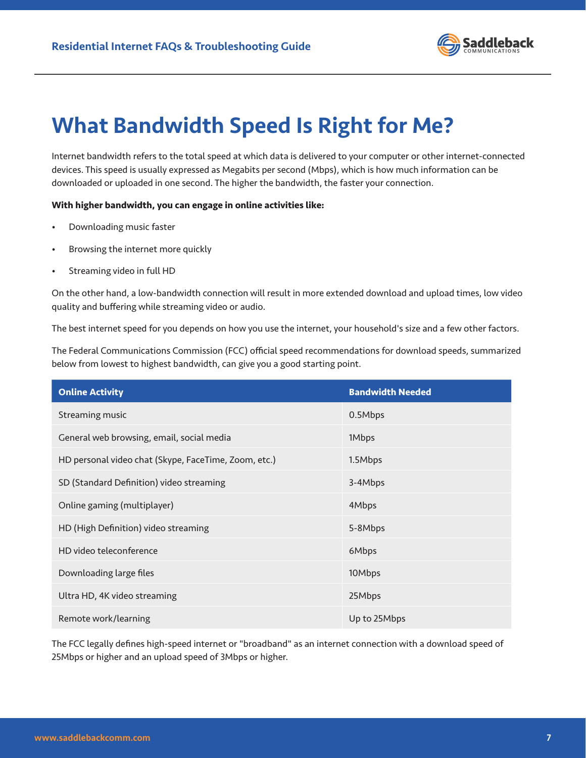# What Bandwidth Speed Is Right for Me?

Internet bandwidth refers to the total speed at which data is delivered to your computer or other internet-connected devices. This speed is usually expressed as Megabits per second (Mbps), which is how much information can be downloaded or uploaded in one second. The higher the bandwidth, the faster your connection.

**With higher bandwidth, you can engage in online activities like:**

- Downloading music faster
- Browsing the internet more quickly
- Streaming video in full HD

On the other hand, a low-bandwidth connection will result in more extended download and upload times, low video quality and buffering while streaming video or audio.

The best internet speed for you depends on how you use the internet, your household's size and a few other factors.

The Federal Communications Commission (FCC) official speed recommendations for download speeds, summarized below from lowest to highest bandwidth, can give you a good starting point.

| Online Activity | Bandwidth Needed |
| --- | --- |
| Streaming music | 0.5Mbps |
| General web browsing, email, social media | 1Mbps |
| HD personal video chat (Skype, FaceTime, Zoom, etc.) | 1.5Mbps |
| SD (Standard Definition) video streaming | 3-4Mbps |
| Online gaming (multiplayer) | 4Mbps |
| HD (High Definition) video streaming | 5-8Mbps |
| HD video teleconference | 6Mbps |
| Downloading large files | 10Mbps |
| Ultra HD, 4K video streaming | 25Mbps |
| Remote work/learning | Up to 25Mbps |

The FCC legally defines high-speed internet or "broadband" as an internet connection with a download speed of 25Mbps or higher and an upload speed of 3Mbps or higher.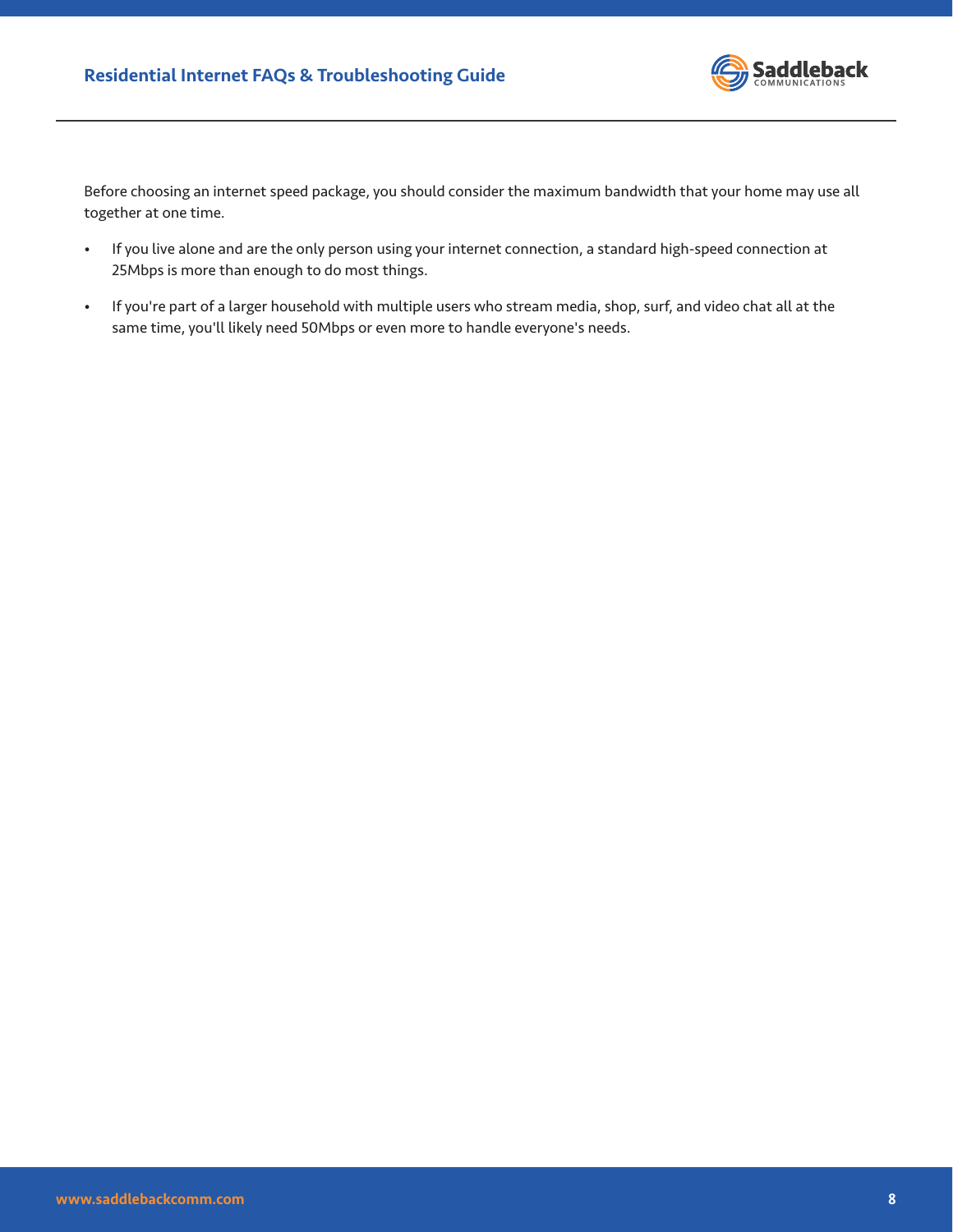Before choosing an internet speed package, you should consider the maximum bandwidth that your home may use all together at one time.

- If you live alone and are the only person using your internet connection, a standard high-speed connection at 25Mbps is more than enough to do most things.
- If you're part of a larger household with multiple users who stream media, shop, surf, and video chat all at the same time, you'll likely need 50Mbps or even more to handle everyone's needs.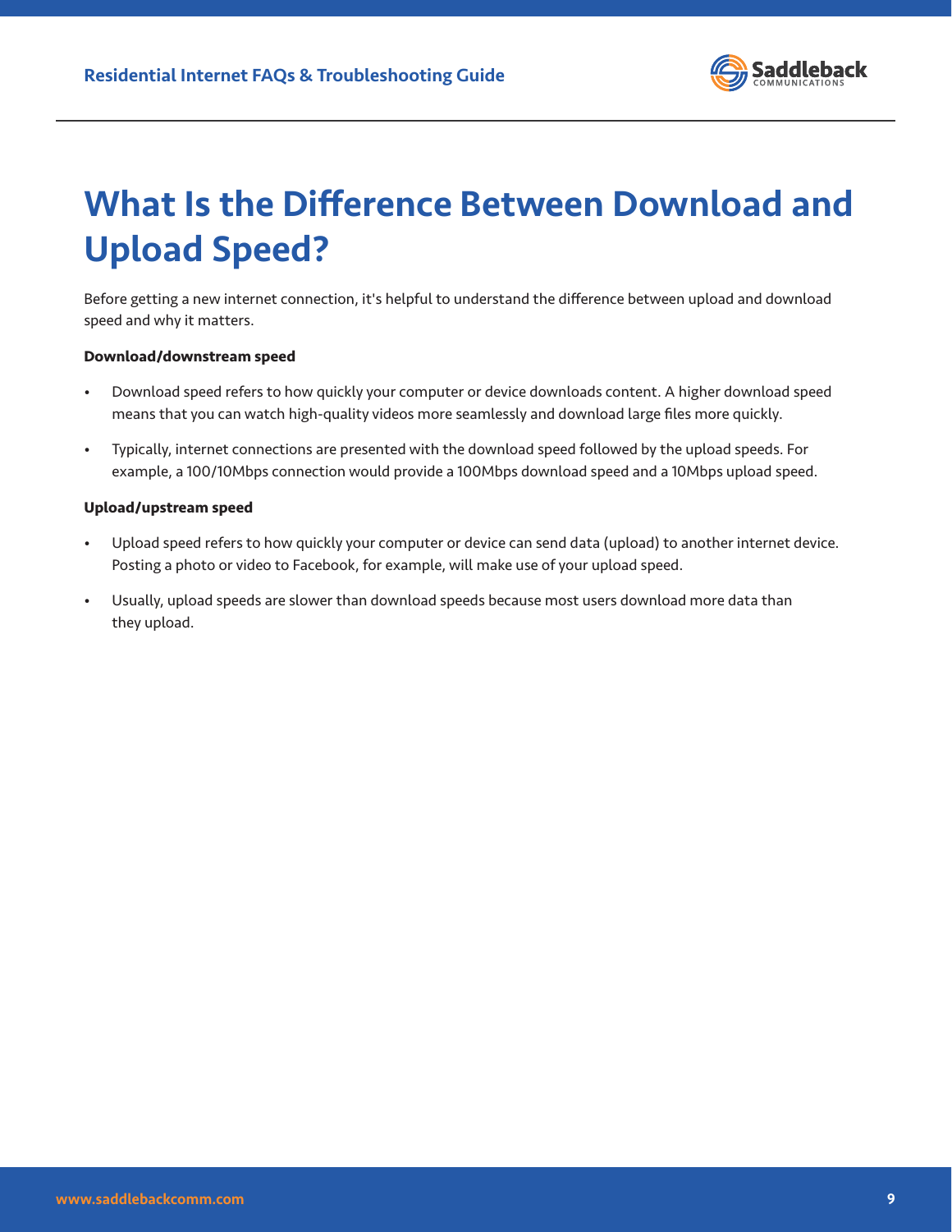# What Is the Difference Between Download and Upload Speed?

Before getting a new internet connection, it's helpful to understand the difference between upload and download speed and why it matters.

**Download/downstream speed**

- Download speed refers to how quickly your computer or device downloads content. A higher download speed means that you can watch high-quality videos more seamlessly and download large files more quickly.
- Typically, internet connections are presented with the download speed followed by the upload speeds. For example, a 100/10Mbps connection would provide a 100Mbps download speed and a 10Mbps upload speed.

**Upload/upstream speed**

- Upload speed refers to how quickly your computer or device can send data (upload) to another internet device. Posting a photo or video to Facebook, for example, will make use of your upload speed.
- Usually, upload speeds are slower than download speeds because most users download more data than they upload.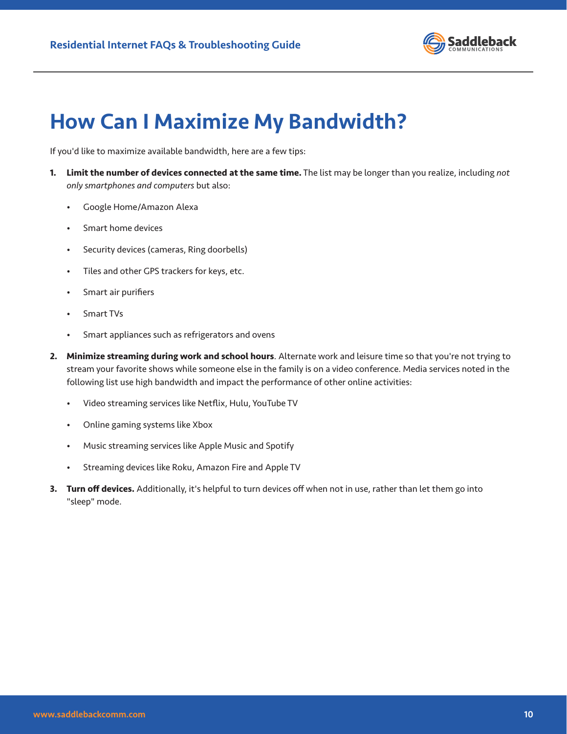# How Can I Maximize My Bandwidth?

If you'd like to maximize available bandwidth, here are a few tips:

1. **Limit the number of devices connected at the same time.** The list may be longer than you realize, including *not only smartphones and computers* but also:
   - Google Home/Amazon Alexa
   - Smart home devices
   - Security devices (cameras, Ring doorbells)
   - Tiles and other GPS trackers for keys, etc.
   - Smart air purifiers
   - Smart TVs
   - Smart appliances such as refrigerators and ovens
2. **Minimize streaming during work and school hours**. Alternate work and leisure time so that you're not trying to stream your favorite shows while someone else in the family is on a video conference. Media services noted in the following list use high bandwidth and impact the performance of other online activities:
   - Video streaming services like Netflix, Hulu, YouTube TV
   - Online gaming systems like Xbox
   - Music streaming services like Apple Music and Spotify
   - Streaming devices like Roku, Amazon Fire and Apple TV
3. **Turn off devices.** Additionally, it's helpful to turn devices off when not in use, rather than let them go into "sleep" mode.